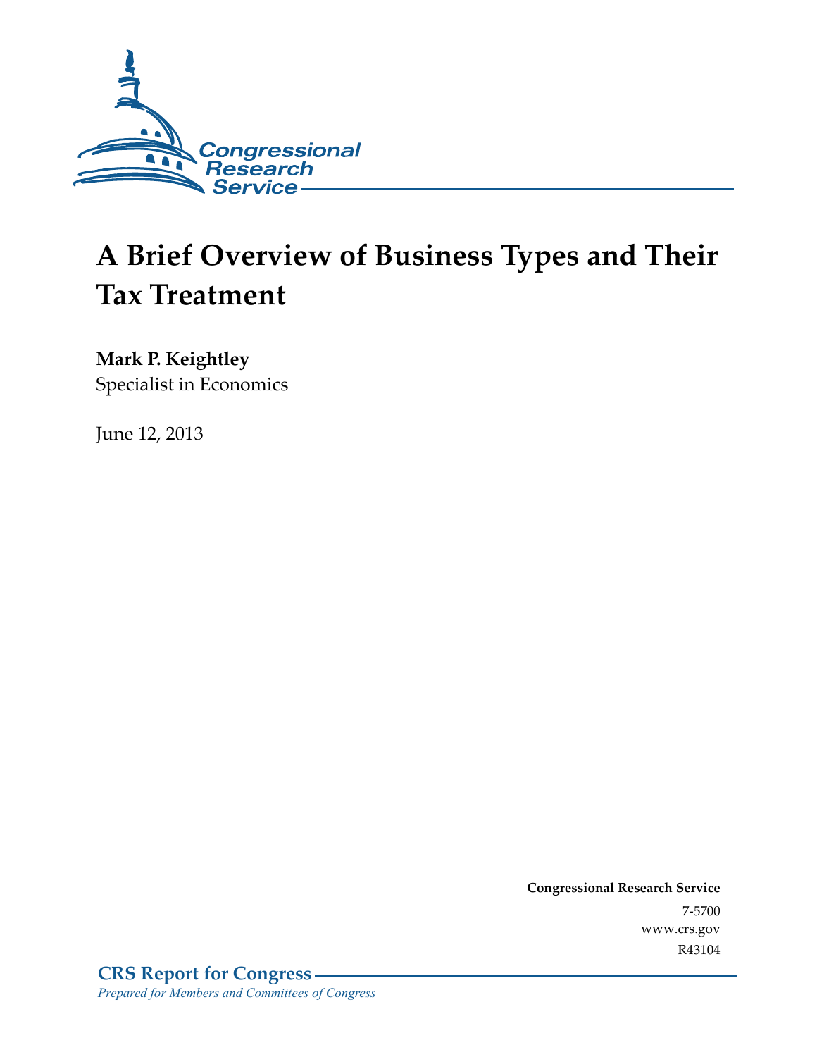Congressional Research Service

# A Brief Overview of Business Types and Their Tax Treatment

**Mark P. Keightley**
Specialist in Economics

June 12, 2013

**Congressional Research Service**
7-5700
www.crs.gov
R43104

**CRS Report for Congress**
*Prepared for Members and Committees of Congress*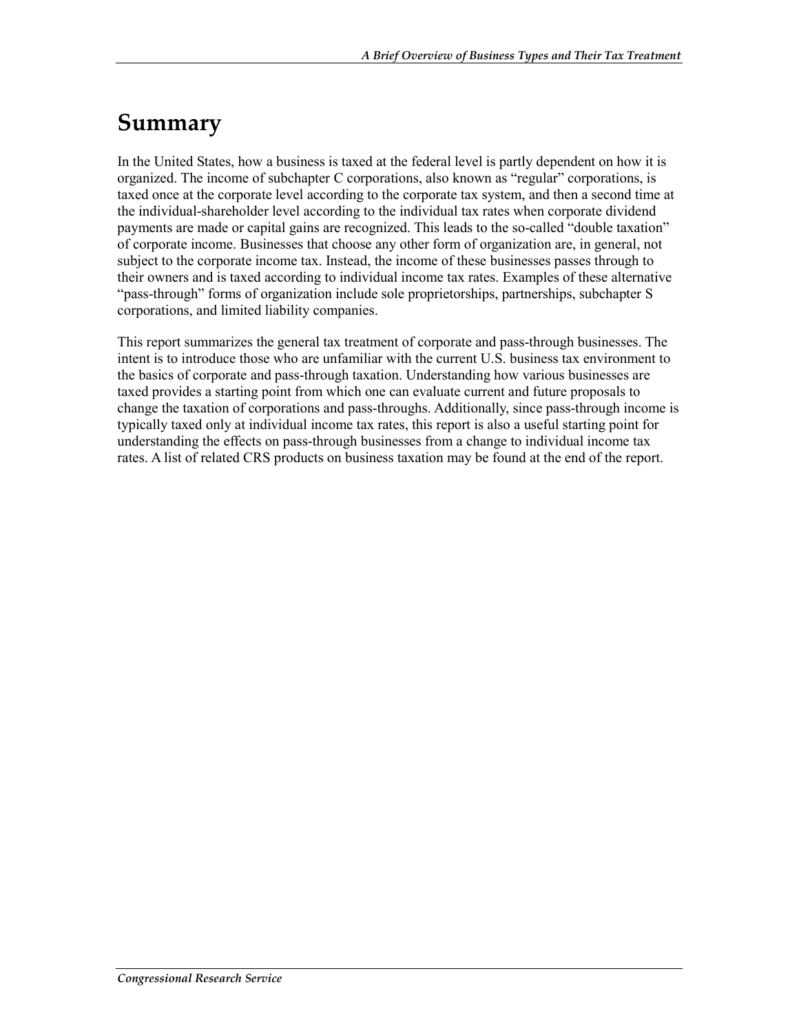# Summary

In the United States, how a business is taxed at the federal level is partly dependent on how it is organized. The income of subchapter C corporations, also known as "regular" corporations, is taxed once at the corporate level according to the corporate tax system, and then a second time at the individual-shareholder level according to the individual tax rates when corporate dividend payments are made or capital gains are recognized. This leads to the so-called "double taxation" of corporate income. Businesses that choose any other form of organization are, in general, not subject to the corporate income tax. Instead, the income of these businesses passes through to their owners and is taxed according to individual income tax rates. Examples of these alternative "pass-through" forms of organization include sole proprietorships, partnerships, subchapter S corporations, and limited liability companies.

This report summarizes the general tax treatment of corporate and pass-through businesses. The intent is to introduce those who are unfamiliar with the current U.S. business tax environment to the basics of corporate and pass-through taxation. Understanding how various businesses are taxed provides a starting point from which one can evaluate current and future proposals to change the taxation of corporations and pass-throughs. Additionally, since pass-through income is typically taxed only at individual income tax rates, this report is also a useful starting point for understanding the effects on pass-through businesses from a change to individual income tax rates. A list of related CRS products on business taxation may be found at the end of the report.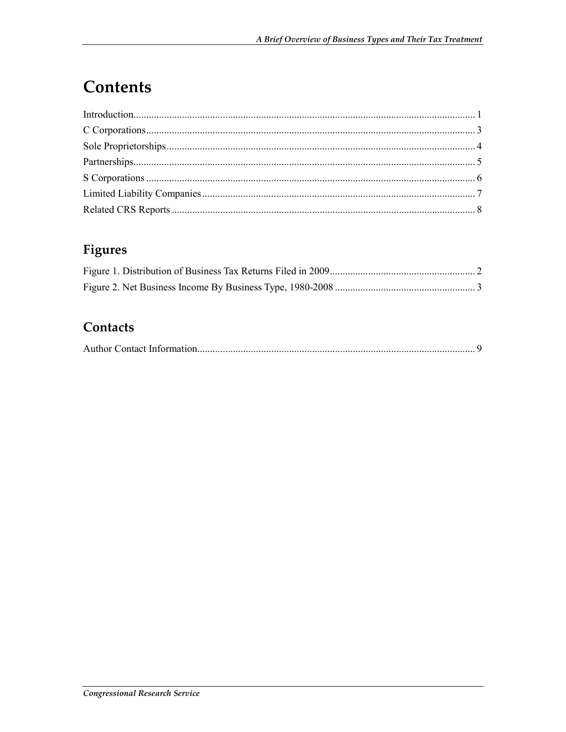# Contents

Introduction.................................................................................................................................... 1
C Corporations................................................................................................................................ 3
Sole Proprietorships........................................................................................................................ 4
Partnerships..................................................................................................................................... 5
S Corporations ................................................................................................................................ 6
Limited Liability Companies.......................................................................................................... 7
Related CRS Reports ...................................................................................................................... 8

## Figures

Figure 1. Distribution of Business Tax Returns Filed in 2009......................................................... 2
Figure 2. Net Business Income By Business Type, 1980-2008 ....................................................... 3

## Contacts

Author Contact Information............................................................................................................ 9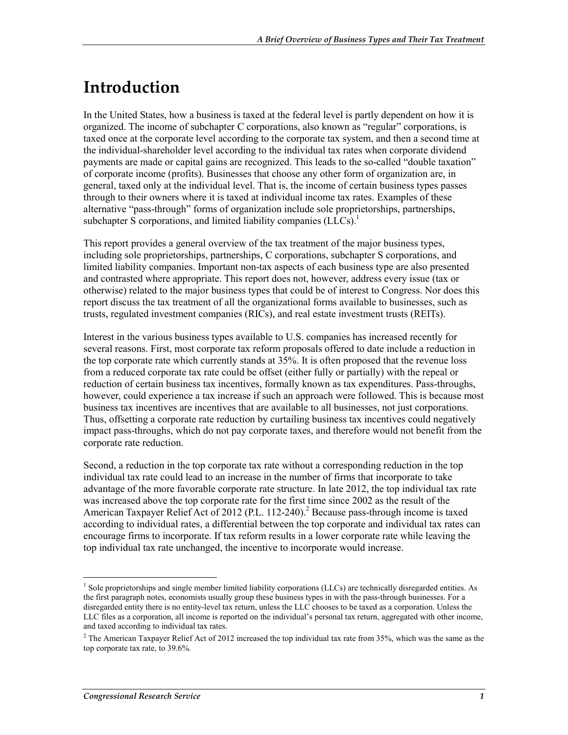# Introduction

In the United States, how a business is taxed at the federal level is partly dependent on how it is organized. The income of subchapter C corporations, also known as "regular" corporations, is taxed once at the corporate level according to the corporate tax system, and then a second time at the individual-shareholder level according to the individual tax rates when corporate dividend payments are made or capital gains are recognized. This leads to the so-called "double taxation" of corporate income (profits). Businesses that choose any other form of organization are, in general, taxed only at the individual level. That is, the income of certain business types passes through to their owners where it is taxed at individual income tax rates. Examples of these alternative "pass-through" forms of organization include sole proprietorships, partnerships, subchapter S corporations, and limited liability companies (LLCs).[1]

This report provides a general overview of the tax treatment of the major business types, including sole proprietorships, partnerships, C corporations, subchapter S corporations, and limited liability companies. Important non-tax aspects of each business type are also presented and contrasted where appropriate. This report does not, however, address every issue (tax or otherwise) related to the major business types that could be of interest to Congress. Nor does this report discuss the tax treatment of all the organizational forms available to businesses, such as trusts, regulated investment companies (RICs), and real estate investment trusts (REITs).

Interest in the various business types available to U.S. companies has increased recently for several reasons. First, most corporate tax reform proposals offered to date include a reduction in the top corporate rate which currently stands at 35%. It is often proposed that the revenue loss from a reduced corporate tax rate could be offset (either fully or partially) with the repeal or reduction of certain business tax incentives, formally known as tax expenditures. Pass-throughs, however, could experience a tax increase if such an approach were followed. This is because most business tax incentives are incentives that are available to all businesses, not just corporations. Thus, offsetting a corporate rate reduction by curtailing business tax incentives could negatively impact pass-throughs, which do not pay corporate taxes, and therefore would not benefit from the corporate rate reduction.

Second, a reduction in the top corporate tax rate without a corresponding reduction in the top individual tax rate could lead to an increase in the number of firms that incorporate to take advantage of the more favorable corporate rate structure. In late 2012, the top individual tax rate was increased above the top corporate rate for the first time since 2002 as the result of the American Taxpayer Relief Act of 2012 (P.L. 112-240).[2] Because pass-through income is taxed according to individual rates, a differential between the top corporate and individual tax rates can encourage firms to incorporate. If tax reform results in a lower corporate rate while leaving the top individual tax rate unchanged, the incentive to incorporate would increase.

---

[1] Sole proprietorships and single member limited liability corporations (LLCs) are technically disregarded entities. As the first paragraph notes, economists usually group these business types in with the pass-through businesses. For a disregarded entity there is no entity-level tax return, unless the LLC chooses to be taxed as a corporation. Unless the LLC files as a corporation, all income is reported on the individual's personal tax return, aggregated with other income, and taxed according to individual tax rates.

[2] The American Taxpayer Relief Act of 2012 increased the top individual tax rate from 35%, which was the same as the top corporate tax rate, to 39.6%.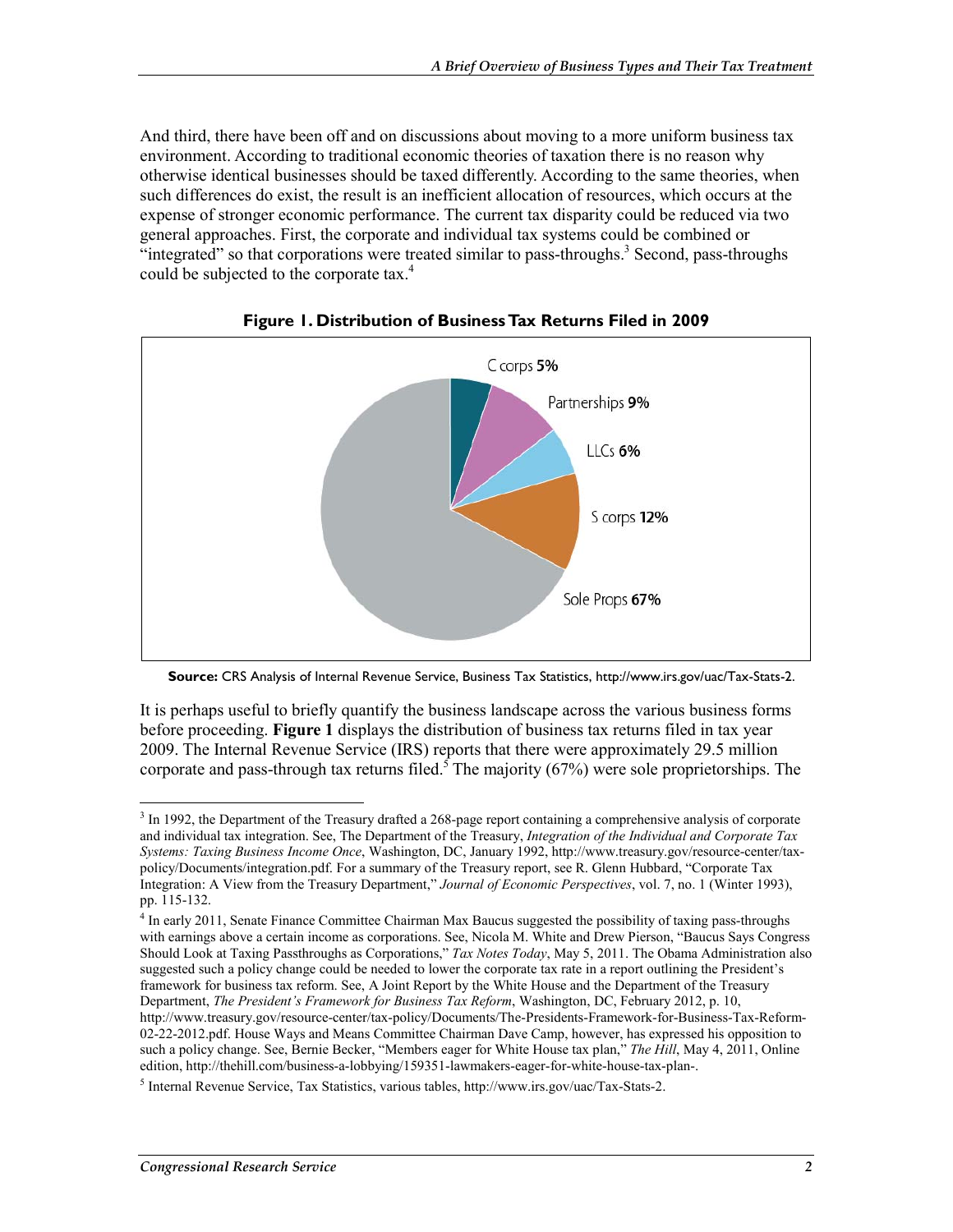And third, there have been off and on discussions about moving to a more uniform business tax environment. According to traditional economic theories of taxation there is no reason why otherwise identical businesses should be taxed differently. According to the same theories, when such differences do exist, the result is an inefficient allocation of resources, which occurs at the expense of stronger economic performance. The current tax disparity could be reduced via two general approaches. First, the corporate and individual tax systems could be combined or "integrated" so that corporations were treated similar to pass-throughs.[3] Second, pass-throughs could be subjected to the corporate tax.[4]

**Figure 1. Distribution of Business Tax Returns Filed in 2009**

C corps **5%**

Partnerships **9%**

LLCs **6%**

S corps **12%**

Sole Props **67%**

**Source:** CRS Analysis of Internal Revenue Service, Business Tax Statistics, http://www.irs.gov/uac/Tax-Stats-2.

It is perhaps useful to briefly quantify the business landscape across the various business forms before proceeding. **Figure 1** displays the distribution of business tax returns filed in tax year 2009. The Internal Revenue Service (IRS) reports that there were approximately 29.5 million corporate and pass-through tax returns filed.[5] The majority (67%) were sole proprietorships. The

---

[3] In 1992, the Department of the Treasury drafted a 268-page report containing a comprehensive analysis of corporate and individual tax integration. See, The Department of the Treasury, *Integration of the Individual and Corporate Tax Systems: Taxing Business Income Once*, Washington, DC, January 1992, http://www.treasury.gov/resource-center/tax-policy/Documents/integration.pdf. For a summary of the Treasury report, see R. Glenn Hubbard, "Corporate Tax Integration: A View from the Treasury Department," *Journal of Economic Perspectives*, vol. 7, no. 1 (Winter 1993), pp. 115-132.

[4] In early 2011, Senate Finance Committee Chairman Max Baucus suggested the possibility of taxing pass-throughs with earnings above a certain income as corporations. See, Nicola M. White and Drew Pierson, "Baucus Says Congress Should Look at Taxing Passthroughs as Corporations," *Tax Notes Today*, May 5, 2011. The Obama Administration also suggested such a policy change could be needed to lower the corporate tax rate in a report outlining the President's framework for business tax reform. See, A Joint Report by the White House and the Department of the Treasury Department, *The President's Framework for Business Tax Reform*, Washington, DC, February 2012, p. 10, http://www.treasury.gov/resource-center/tax-policy/Documents/The-Presidents-Framework-for-Business-Tax-Reform-02-22-2012.pdf. House Ways and Means Committee Chairman Dave Camp, however, has expressed his opposition to such a policy change. See, Bernie Becker, "Members eager for White House tax plan," *The Hill*, May 4, 2011, Online edition, http://thehill.com/business-a-lobbying/159351-lawmakers-eager-for-white-house-tax-plan-.

[5] Internal Revenue Service, Tax Statistics, various tables, http://www.irs.gov/uac/Tax-Stats-2.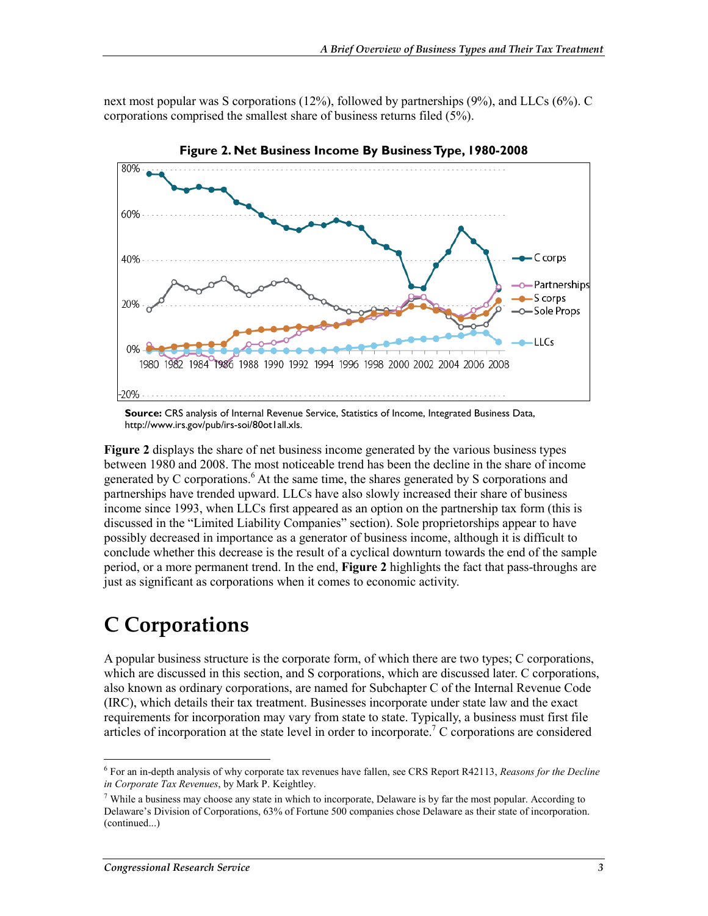next most popular was S corporations (12%), followed by partnerships (9%), and LLCs (6%). C corporations comprised the smallest share of business returns filed (5%).

**Figure 2. Net Business Income By Business Type, 1980-2008**

**Source:** CRS analysis of Internal Revenue Service, Statistics of Income, Integrated Business Data, http://www.irs.gov/pub/irs-soi/80ot1all.xls.

**Figure 2** displays the share of net business income generated by the various business types between 1980 and 2008. The most noticeable trend has been the decline in the share of income generated by C corporations.[6] At the same time, the shares generated by S corporations and partnerships have trended upward. LLCs have also slowly increased their share of business income since 1993, when LLCs first appeared as an option on the partnership tax form (this is discussed in the "Limited Liability Companies" section). Sole proprietorships appear to have possibly decreased in importance as a generator of business income, although it is difficult to conclude whether this decrease is the result of a cyclical downturn towards the end of the sample period, or a more permanent trend. In the end, **Figure 2** highlights the fact that pass-throughs are just as significant as corporations when it comes to economic activity.

# C Corporations

A popular business structure is the corporate form, of which there are two types; C corporations, which are discussed in this section, and S corporations, which are discussed later. C corporations, also known as ordinary corporations, are named for Subchapter C of the Internal Revenue Code (IRC), which details their tax treatment. Businesses incorporate under state law and the exact requirements for incorporation may vary from state to state. Typically, a business must first file articles of incorporation at the state level in order to incorporate.[7] C corporations are considered

[6] For an in-depth analysis of why corporate tax revenues have fallen, see CRS Report R42113, *Reasons for the Decline in Corporate Tax Revenues*, by Mark P. Keightley.

[7] While a business may choose any state in which to incorporate, Delaware is by far the most popular. According to Delaware's Division of Corporations, 63% of Fortune 500 companies chose Delaware as their state of incorporation. (continued...)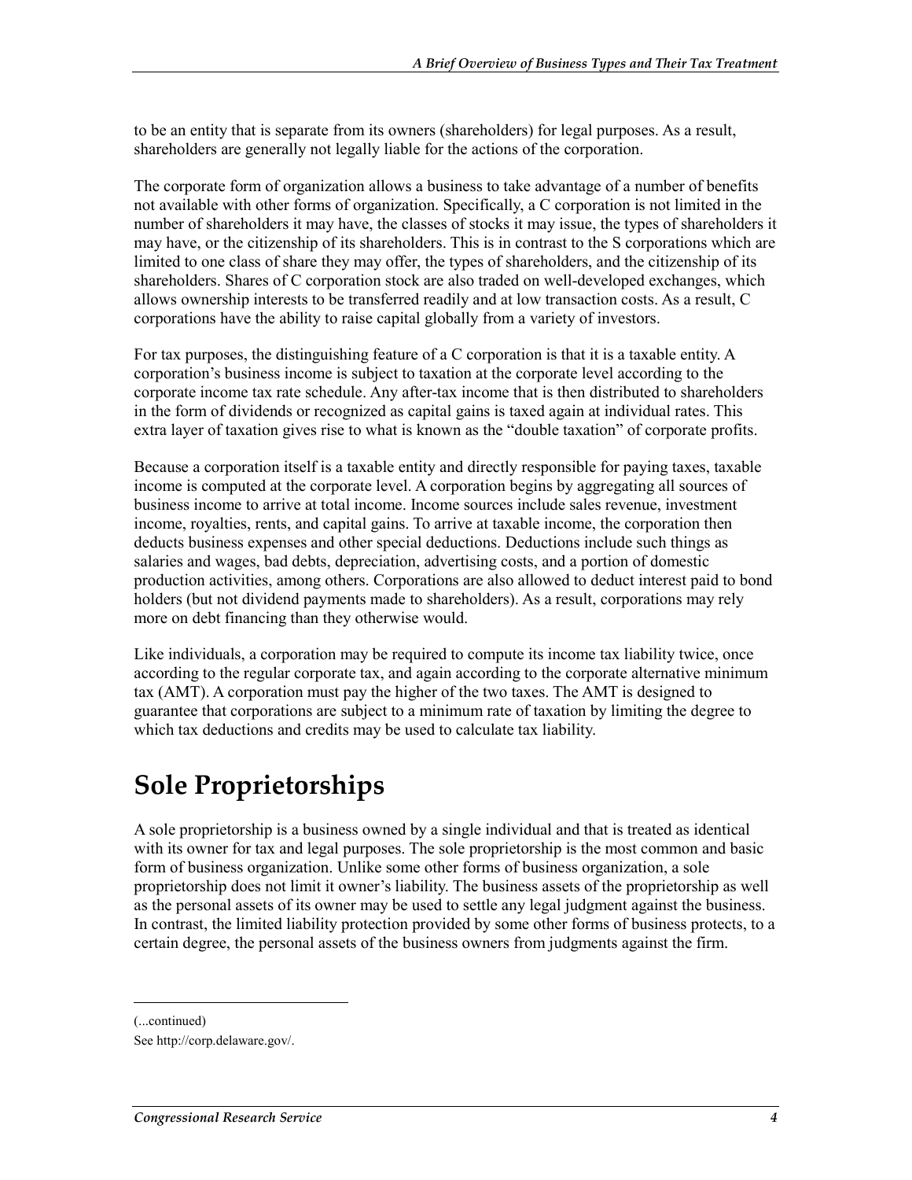to be an entity that is separate from its owners (shareholders) for legal purposes. As a result, shareholders are generally not legally liable for the actions of the corporation.

The corporate form of organization allows a business to take advantage of a number of benefits not available with other forms of organization. Specifically, a C corporation is not limited in the number of shareholders it may have, the classes of stocks it may issue, the types of shareholders it may have, or the citizenship of its shareholders. This is in contrast to the S corporations which are limited to one class of share they may offer, the types of shareholders, and the citizenship of its shareholders. Shares of C corporation stock are also traded on well-developed exchanges, which allows ownership interests to be transferred readily and at low transaction costs. As a result, C corporations have the ability to raise capital globally from a variety of investors.

For tax purposes, the distinguishing feature of a C corporation is that it is a taxable entity. A corporation's business income is subject to taxation at the corporate level according to the corporate income tax rate schedule. Any after-tax income that is then distributed to shareholders in the form of dividends or recognized as capital gains is taxed again at individual rates. This extra layer of taxation gives rise to what is known as the "double taxation" of corporate profits.

Because a corporation itself is a taxable entity and directly responsible for paying taxes, taxable income is computed at the corporate level. A corporation begins by aggregating all sources of business income to arrive at total income. Income sources include sales revenue, investment income, royalties, rents, and capital gains. To arrive at taxable income, the corporation then deducts business expenses and other special deductions. Deductions include such things as salaries and wages, bad debts, depreciation, advertising costs, and a portion of domestic production activities, among others. Corporations are also allowed to deduct interest paid to bond holders (but not dividend payments made to shareholders). As a result, corporations may rely more on debt financing than they otherwise would.

Like individuals, a corporation may be required to compute its income tax liability twice, once according to the regular corporate tax, and again according to the corporate alternative minimum tax (AMT). A corporation must pay the higher of the two taxes. The AMT is designed to guarantee that corporations are subject to a minimum rate of taxation by limiting the degree to which tax deductions and credits may be used to calculate tax liability.

## Sole Proprietorships

A sole proprietorship is a business owned by a single individual and that is treated as identical with its owner for tax and legal purposes. The sole proprietorship is the most common and basic form of business organization. Unlike some other forms of business organization, a sole proprietorship does not limit it owner's liability. The business assets of the proprietorship as well as the personal assets of its owner may be used to settle any legal judgment against the business. In contrast, the limited liability protection provided by some other forms of business protects, to a certain degree, the personal assets of the business owners from judgments against the firm.

---

(...continued)

See http://corp.delaware.gov/.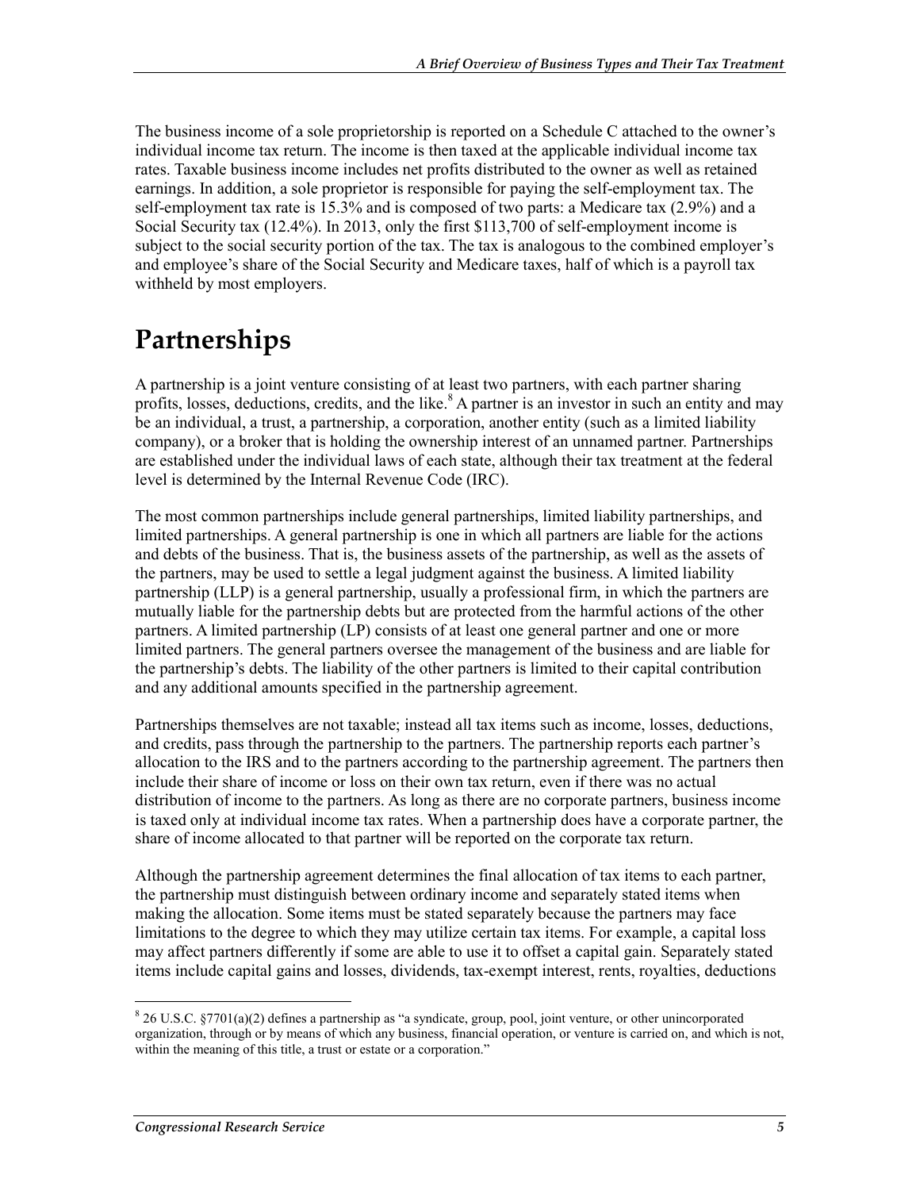The business income of a sole proprietorship is reported on a Schedule C attached to the owner's individual income tax return. The income is then taxed at the applicable individual income tax rates. Taxable business income includes net profits distributed to the owner as well as retained earnings. In addition, a sole proprietor is responsible for paying the self-employment tax. The self-employment tax rate is 15.3% and is composed of two parts: a Medicare tax (2.9%) and a Social Security tax (12.4%). In 2013, only the first $113,700 of self-employment income is subject to the social security portion of the tax. The tax is analogous to the combined employer's and employee's share of the Social Security and Medicare taxes, half of which is a payroll tax withheld by most employers.

# Partnerships

A partnership is a joint venture consisting of at least two partners, with each partner sharing profits, losses, deductions, credits, and the like.[8] A partner is an investor in such an entity and may be an individual, a trust, a partnership, a corporation, another entity (such as a limited liability company), or a broker that is holding the ownership interest of an unnamed partner. Partnerships are established under the individual laws of each state, although their tax treatment at the federal level is determined by the Internal Revenue Code (IRC).

The most common partnerships include general partnerships, limited liability partnerships, and limited partnerships. A general partnership is one in which all partners are liable for the actions and debts of the business. That is, the business assets of the partnership, as well as the assets of the partners, may be used to settle a legal judgment against the business. A limited liability partnership (LLP) is a general partnership, usually a professional firm, in which the partners are mutually liable for the partnership debts but are protected from the harmful actions of the other partners. A limited partnership (LP) consists of at least one general partner and one or more limited partners. The general partners oversee the management of the business and are liable for the partnership's debts. The liability of the other partners is limited to their capital contribution and any additional amounts specified in the partnership agreement.

Partnerships themselves are not taxable; instead all tax items such as income, losses, deductions, and credits, pass through the partnership to the partners. The partnership reports each partner's allocation to the IRS and to the partners according to the partnership agreement. The partners then include their share of income or loss on their own tax return, even if there was no actual distribution of income to the partners. As long as there are no corporate partners, business income is taxed only at individual income tax rates. When a partnership does have a corporate partner, the share of income allocated to that partner will be reported on the corporate tax return.

Although the partnership agreement determines the final allocation of tax items to each partner, the partnership must distinguish between ordinary income and separately stated items when making the allocation. Some items must be stated separately because the partners may face limitations to the degree to which they may utilize certain tax items. For example, a capital loss may affect partners differently if some are able to use it to offset a capital gain. Separately stated items include capital gains and losses, dividends, tax-exempt interest, rents, royalties, deductions

[8] 26 U.S.C. §7701(a)(2) defines a partnership as "a syndicate, group, pool, joint venture, or other unincorporated organization, through or by means of which any business, financial operation, or venture is carried on, and which is not, within the meaning of this title, a trust or estate or a corporation."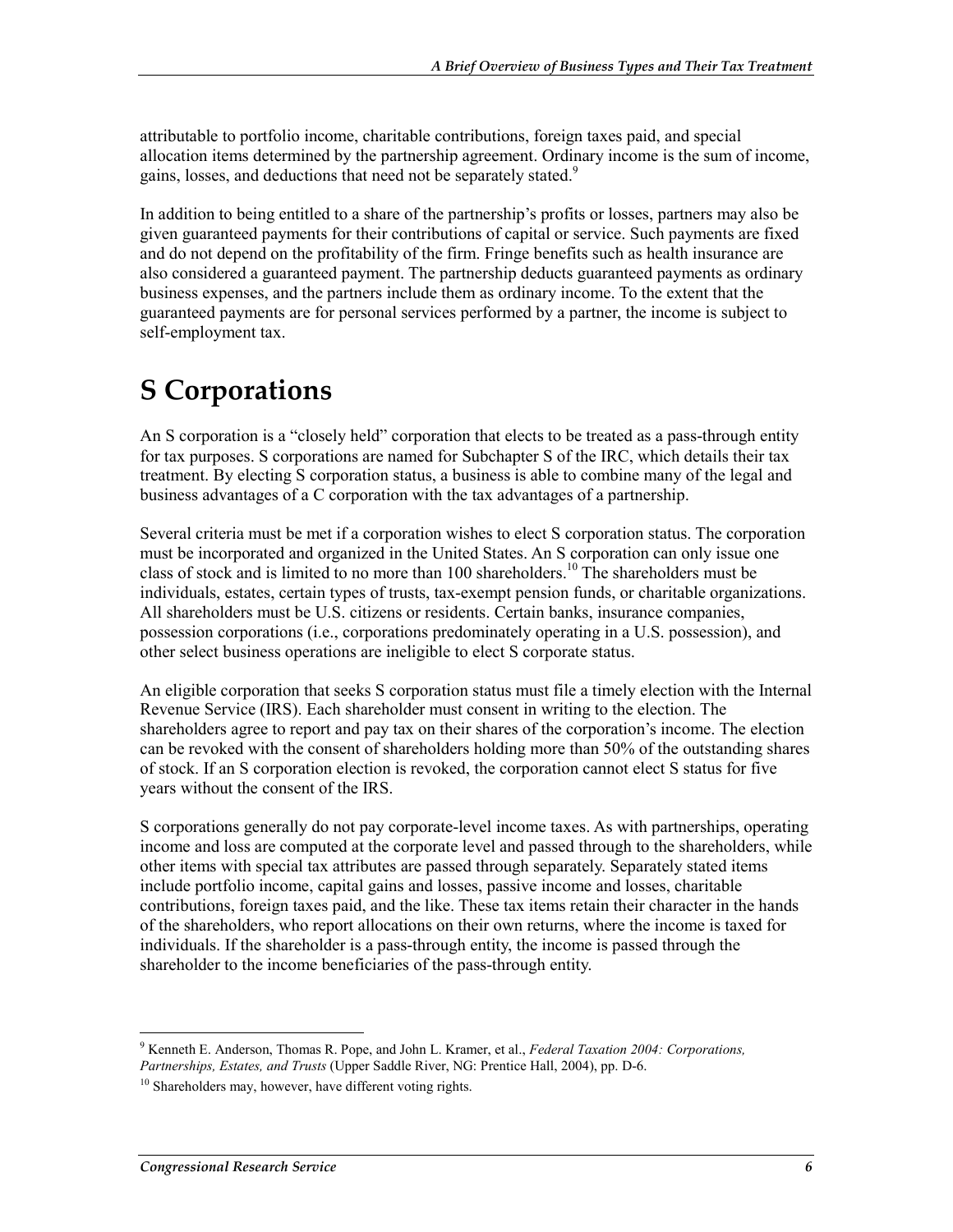attributable to portfolio income, charitable contributions, foreign taxes paid, and special allocation items determined by the partnership agreement. Ordinary income is the sum of income, gains, losses, and deductions that need not be separately stated.[9]

In addition to being entitled to a share of the partnership's profits or losses, partners may also be given guaranteed payments for their contributions of capital or service. Such payments are fixed and do not depend on the profitability of the firm. Fringe benefits such as health insurance are also considered a guaranteed payment. The partnership deducts guaranteed payments as ordinary business expenses, and the partners include them as ordinary income. To the extent that the guaranteed payments are for personal services performed by a partner, the income is subject to self-employment tax.

# S Corporations

An S corporation is a "closely held" corporation that elects to be treated as a pass-through entity for tax purposes. S corporations are named for Subchapter S of the IRC, which details their tax treatment. By electing S corporation status, a business is able to combine many of the legal and business advantages of a C corporation with the tax advantages of a partnership.

Several criteria must be met if a corporation wishes to elect S corporation status. The corporation must be incorporated and organized in the United States. An S corporation can only issue one class of stock and is limited to no more than 100 shareholders.[10] The shareholders must be individuals, estates, certain types of trusts, tax-exempt pension funds, or charitable organizations. All shareholders must be U.S. citizens or residents. Certain banks, insurance companies, possession corporations (i.e., corporations predominately operating in a U.S. possession), and other select business operations are ineligible to elect S corporate status.

An eligible corporation that seeks S corporation status must file a timely election with the Internal Revenue Service (IRS). Each shareholder must consent in writing to the election. The shareholders agree to report and pay tax on their shares of the corporation's income. The election can be revoked with the consent of shareholders holding more than 50% of the outstanding shares of stock. If an S corporation election is revoked, the corporation cannot elect S status for five years without the consent of the IRS.

S corporations generally do not pay corporate-level income taxes. As with partnerships, operating income and loss are computed at the corporate level and passed through to the shareholders, while other items with special tax attributes are passed through separately. Separately stated items include portfolio income, capital gains and losses, passive income and losses, charitable contributions, foreign taxes paid, and the like. These tax items retain their character in the hands of the shareholders, who report allocations on their own returns, where the income is taxed for individuals. If the shareholder is a pass-through entity, the income is passed through the shareholder to the income beneficiaries of the pass-through entity.

---

[9] Kenneth E. Anderson, Thomas R. Pope, and John L. Kramer, et al., *Federal Taxation 2004: Corporations, Partnerships, Estates, and Trusts* (Upper Saddle River, NG: Prentice Hall, 2004), pp. D-6.

[10] Shareholders may, however, have different voting rights.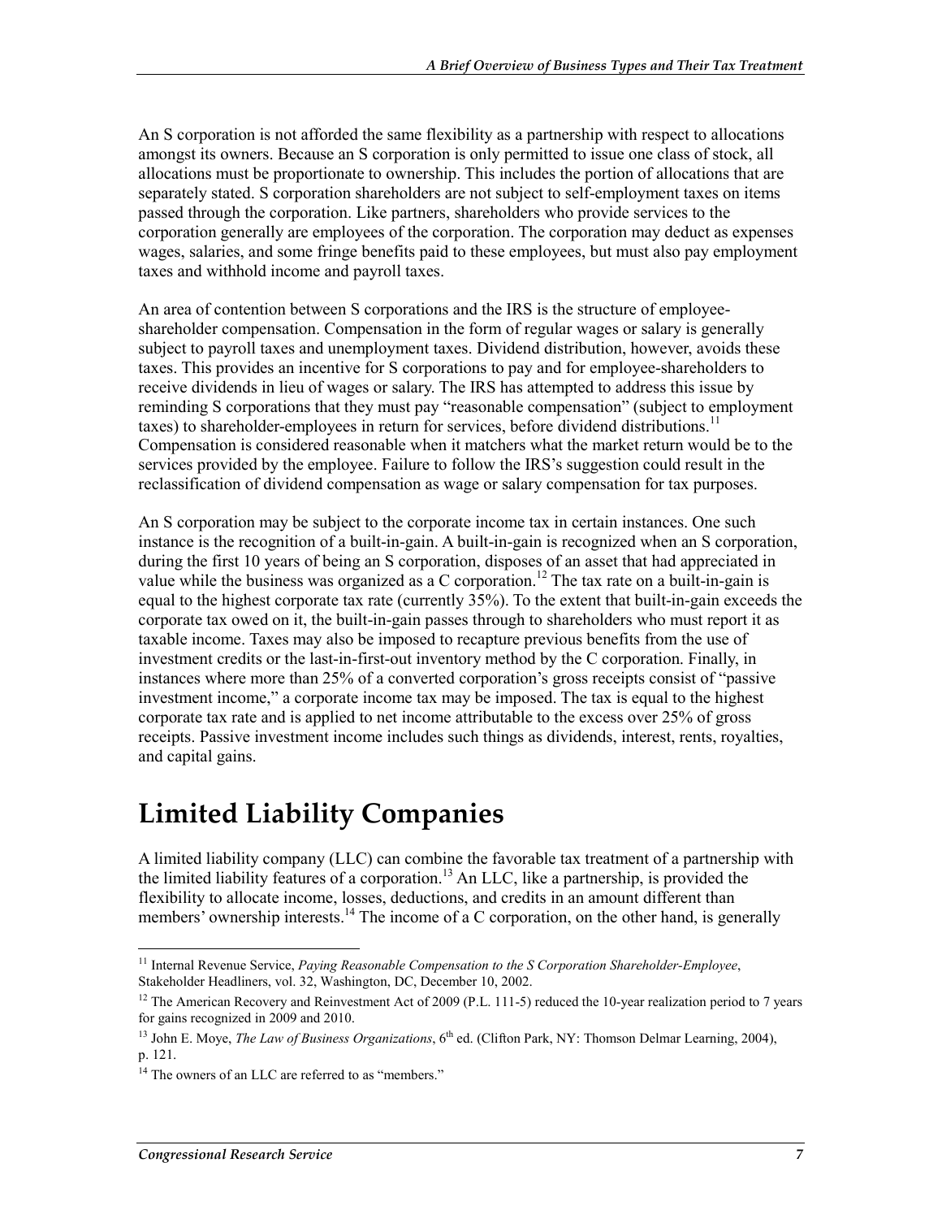An S corporation is not afforded the same flexibility as a partnership with respect to allocations amongst its owners. Because an S corporation is only permitted to issue one class of stock, all allocations must be proportionate to ownership. This includes the portion of allocations that are separately stated. S corporation shareholders are not subject to self-employment taxes on items passed through the corporation. Like partners, shareholders who provide services to the corporation generally are employees of the corporation. The corporation may deduct as expenses wages, salaries, and some fringe benefits paid to these employees, but must also pay employment taxes and withhold income and payroll taxes.

An area of contention between S corporations and the IRS is the structure of employee-shareholder compensation. Compensation in the form of regular wages or salary is generally subject to payroll taxes and unemployment taxes. Dividend distribution, however, avoids these taxes. This provides an incentive for S corporations to pay and for employee-shareholders to receive dividends in lieu of wages or salary. The IRS has attempted to address this issue by reminding S corporations that they must pay "reasonable compensation" (subject to employment taxes) to shareholder-employees in return for services, before dividend distributions.[11] Compensation is considered reasonable when it matchers what the market return would be to the services provided by the employee. Failure to follow the IRS's suggestion could result in the reclassification of dividend compensation as wage or salary compensation for tax purposes.

An S corporation may be subject to the corporate income tax in certain instances. One such instance is the recognition of a built-in-gain. A built-in-gain is recognized when an S corporation, during the first 10 years of being an S corporation, disposes of an asset that had appreciated in value while the business was organized as a C corporation.[12] The tax rate on a built-in-gain is equal to the highest corporate tax rate (currently 35%). To the extent that built-in-gain exceeds the corporate tax owed on it, the built-in-gain passes through to shareholders who must report it as taxable income. Taxes may also be imposed to recapture previous benefits from the use of investment credits or the last-in-first-out inventory method by the C corporation. Finally, in instances where more than 25% of a converted corporation's gross receipts consist of "passive investment income," a corporate income tax may be imposed. The tax is equal to the highest corporate tax rate and is applied to net income attributable to the excess over 25% of gross receipts. Passive investment income includes such things as dividends, interest, rents, royalties, and capital gains.

# Limited Liability Companies

A limited liability company (LLC) can combine the favorable tax treatment of a partnership with the limited liability features of a corporation.[13] An LLC, like a partnership, is provided the flexibility to allocate income, losses, deductions, and credits in an amount different than members' ownership interests.[14] The income of a C corporation, on the other hand, is generally

---

[11] Internal Revenue Service, *Paying Reasonable Compensation to the S Corporation Shareholder-Employee*, Stakeholder Headliners, vol. 32, Washington, DC, December 10, 2002.

[12] The American Recovery and Reinvestment Act of 2009 (P.L. 111-5) reduced the 10-year realization period to 7 years for gains recognized in 2009 and 2010.

[13] John E. Moye, *The Law of Business Organizations*, 6th ed. (Clifton Park, NY: Thomson Delmar Learning, 2004), p. 121.

[14] The owners of an LLC are referred to as "members."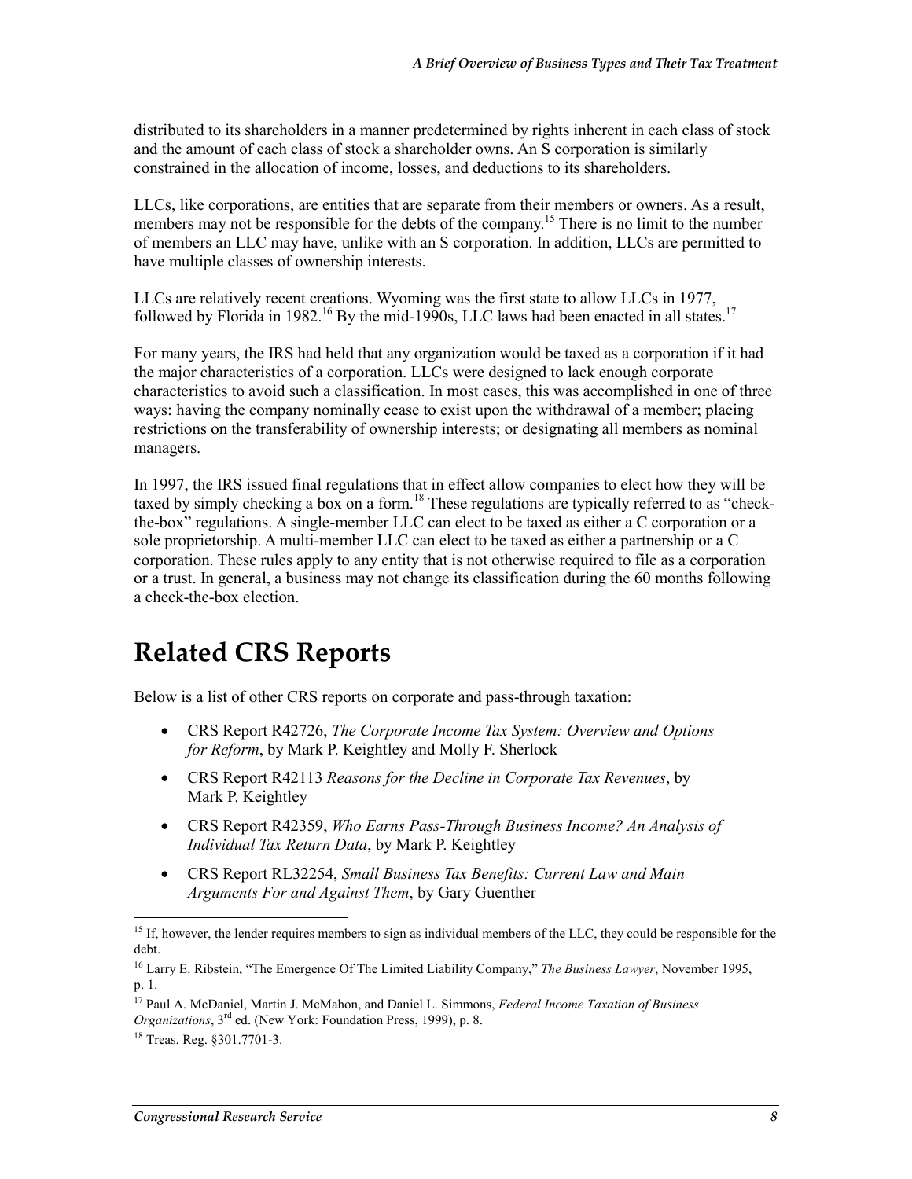distributed to its shareholders in a manner predetermined by rights inherent in each class of stock and the amount of each class of stock a shareholder owns. An S corporation is similarly constrained in the allocation of income, losses, and deductions to its shareholders.

LLCs, like corporations, are entities that are separate from their members or owners. As a result, members may not be responsible for the debts of the company.[15] There is no limit to the number of members an LLC may have, unlike with an S corporation. In addition, LLCs are permitted to have multiple classes of ownership interests.

LLCs are relatively recent creations. Wyoming was the first state to allow LLCs in 1977, followed by Florida in 1982.[16] By the mid-1990s, LLC laws had been enacted in all states.[17]

For many years, the IRS had held that any organization would be taxed as a corporation if it had the major characteristics of a corporation. LLCs were designed to lack enough corporate characteristics to avoid such a classification. In most cases, this was accomplished in one of three ways: having the company nominally cease to exist upon the withdrawal of a member; placing restrictions on the transferability of ownership interests; or designating all members as nominal managers.

In 1997, the IRS issued final regulations that in effect allow companies to elect how they will be taxed by simply checking a box on a form.[18] These regulations are typically referred to as "check-the-box" regulations. A single-member LLC can elect to be taxed as either a C corporation or a sole proprietorship. A multi-member LLC can elect to be taxed as either a partnership or a C corporation. These rules apply to any entity that is not otherwise required to file as a corporation or a trust. In general, a business may not change its classification during the 60 months following a check-the-box election.

# Related CRS Reports

Below is a list of other CRS reports on corporate and pass-through taxation:

- CRS Report R42726, *The Corporate Income Tax System: Overview and Options for Reform*, by Mark P. Keightley and Molly F. Sherlock
- CRS Report R42113 *Reasons for the Decline in Corporate Tax Revenues*, by Mark P. Keightley
- CRS Report R42359, *Who Earns Pass-Through Business Income? An Analysis of Individual Tax Return Data*, by Mark P. Keightley
- CRS Report RL32254, *Small Business Tax Benefits: Current Law and Main Arguments For and Against Them*, by Gary Guenther

---

[15] If, however, the lender requires members to sign as individual members of the LLC, they could be responsible for the debt.

[16] Larry E. Ribstein, "The Emergence Of The Limited Liability Company," *The Business Lawyer*, November 1995, p. 1.

[17] Paul A. McDaniel, Martin J. McMahon, and Daniel L. Simmons, *Federal Income Taxation of Business Organizations*, 3rd ed. (New York: Foundation Press, 1999), p. 8.

[18] Treas. Reg. §301.7701-3.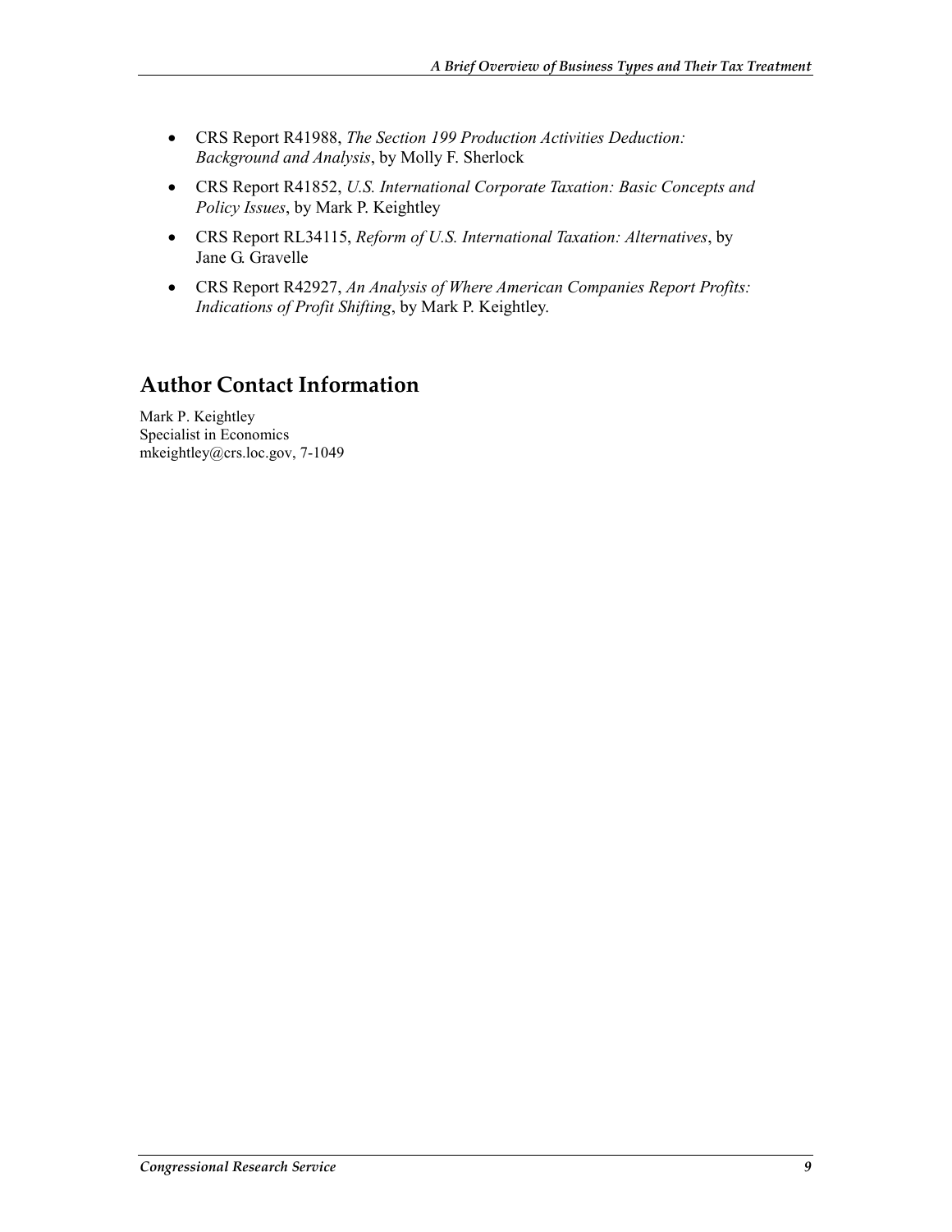- CRS Report R41988, *The Section 199 Production Activities Deduction: Background and Analysis*, by Molly F. Sherlock
- CRS Report R41852, *U.S. International Corporate Taxation: Basic Concepts and Policy Issues*, by Mark P. Keightley
- CRS Report RL34115, *Reform of U.S. International Taxation: Alternatives*, by Jane G. Gravelle
- CRS Report R42927, *An Analysis of Where American Companies Report Profits: Indications of Profit Shifting*, by Mark P. Keightley.

## Author Contact Information

Mark P. Keightley
Specialist in Economics
mkeightley@crs.loc.gov, 7-1049